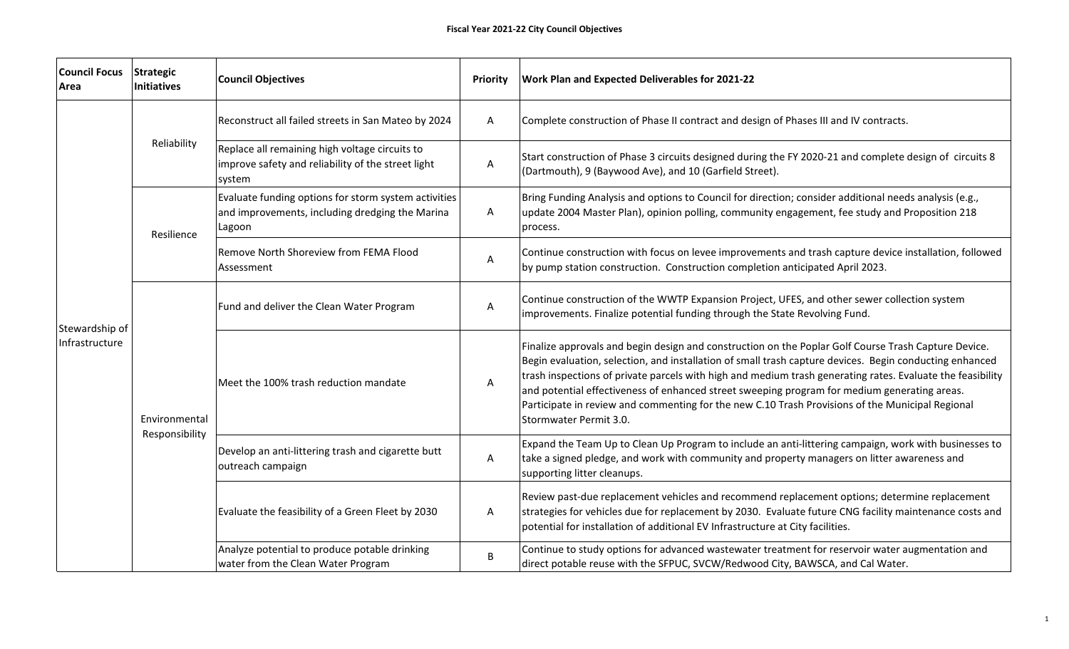**Fiscal Year 2021-22 City Council Objectives**

| Council Focus Area | Strategic Initiatives | Council Objectives | Priority | Work Plan and Expected Deliverables for 2021-22 |
|---|---|---|---|---|
| Stewardship of Infrastructure | Reliability | Reconstruct all failed streets in San Mateo by 2024 | A | Complete construction of Phase II contract and design of Phases III and IV contracts. |
| | | Replace all remaining high voltage circuits to improve safety and reliability of the street light system | A | Start construction of Phase 3 circuits designed during the FY 2020-21 and complete design of circuits 8 (Dartmouth), 9 (Baywood Ave), and 10 (Garfield Street). |
| | Resilience | Evaluate funding options for storm system activities and improvements, including dredging the Marina Lagoon | A | Bring Funding Analysis and options to Council for direction; consider additional needs analysis (e.g., update 2004 Master Plan), opinion polling, community engagement, fee study and Proposition 218 process. |
| | | Remove North Shoreview from FEMA Flood Assessment | A | Continue construction with focus on levee improvements and trash capture device installation, followed by pump station construction. Construction completion anticipated April 2023. |
| | Environmental Responsibility | Fund and deliver the Clean Water Program | A | Continue construction of the WWTP Expansion Project, UFES, and other sewer collection system improvements. Finalize potential funding through the State Revolving Fund. |
| | | Meet the 100% trash reduction mandate | A | Finalize approvals and begin design and construction on the Poplar Golf Course Trash Capture Device. Begin evaluation, selection, and installation of small trash capture devices. Begin conducting enhanced trash inspections of private parcels with high and medium trash generating rates. Evaluate the feasibility and potential effectiveness of enhanced street sweeping program for medium generating areas. Participate in review and commenting for the new C.10 Trash Provisions of the Municipal Regional Stormwater Permit 3.0. |
| | | Develop an anti-littering trash and cigarette butt outreach campaign | A | Expand the Team Up to Clean Up Program to include an anti-littering campaign, work with businesses to take a signed pledge, and work with community and property managers on litter awareness and supporting litter cleanups. |
| | | Evaluate the feasibility of a Green Fleet by 2030 | A | Review past-due replacement vehicles and recommend replacement options; determine replacement strategies for vehicles due for replacement by 2030. Evaluate future CNG facility maintenance costs and potential for installation of additional EV Infrastructure at City facilities. |
| | | Analyze potential to produce potable drinking water from the Clean Water Program | B | Continue to study options for advanced wastewater treatment for reservoir water augmentation and direct potable reuse with the SFPUC, SVCW/Redwood City, BAWSCA, and Cal Water. |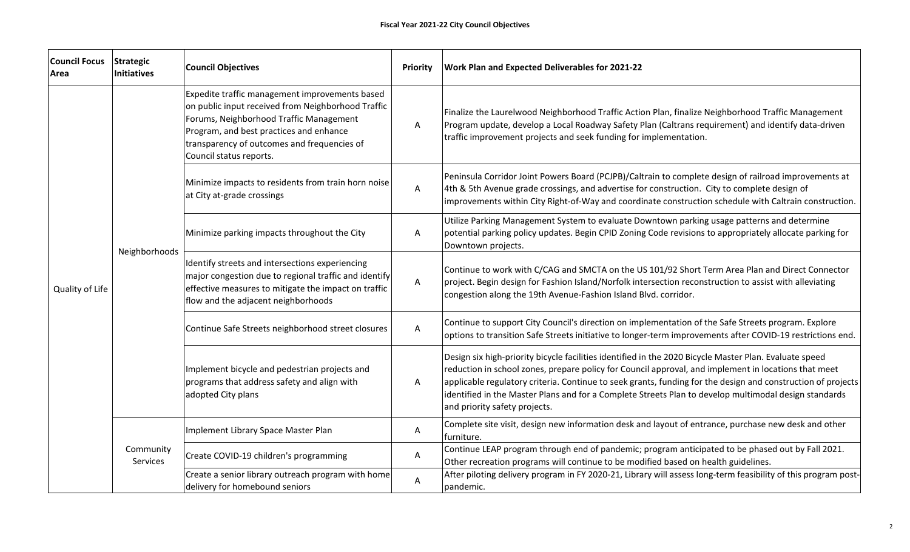**Fiscal Year 2021-22 City Council Objectives**

| Council Focus Area | Strategic Initiatives | Council Objectives | Priority | Work Plan and Expected Deliverables for 2021-22 |
|---|---|---|---|---|
| Quality of Life | Neighborhoods | Expedite traffic management improvements based on public input received from Neighborhood Traffic Forums, Neighborhood Traffic Management Program, and best practices and enhance transparency of outcomes and frequencies of Council status reports. | A | Finalize the Laurelwood Neighborhood Traffic Action Plan, finalize Neighborhood Traffic Management Program update, develop a Local Roadway Safety Plan (Caltrans requirement) and identify data-driven traffic improvement projects and seek funding for implementation. |
| | | Minimize impacts to residents from train horn noise at City at-grade crossings | A | Peninsula Corridor Joint Powers Board (PCJPB)/Caltrain to complete design of railroad improvements at 4th & 5th Avenue grade crossings, and advertise for construction. City to complete design of improvements within City Right-of-Way and coordinate construction schedule with Caltrain construction. |
| | | Minimize parking impacts throughout the City | A | Utilize Parking Management System to evaluate Downtown parking usage patterns and determine potential parking policy updates. Begin CPID Zoning Code revisions to appropriately allocate parking for Downtown projects. |
| | | Identify streets and intersections experiencing major congestion due to regional traffic and identify effective measures to mitigate the impact on traffic flow and the adjacent neighborhoods | A | Continue to work with C/CAG and SMCTA on the US 101/92 Short Term Area Plan and Direct Connector project. Begin design for Fashion Island/Norfolk intersection reconstruction to assist with alleviating congestion along the 19th Avenue-Fashion Island Blvd. corridor. |
| | | Continue Safe Streets neighborhood street closures | A | Continue to support City Council's direction on implementation of the Safe Streets program. Explore options to transition Safe Streets initiative to longer-term improvements after COVID-19 restrictions end. |
| | | Implement bicycle and pedestrian projects and programs that address safety and align with adopted City plans | A | Design six high-priority bicycle facilities identified in the 2020 Bicycle Master Plan. Evaluate speed reduction in school zones, prepare policy for Council approval, and implement in locations that meet applicable regulatory criteria. Continue to seek grants, funding for the design and construction of projects identified in the Master Plans and for a Complete Streets Plan to develop multimodal design standards and priority safety projects. |
| | Community Services | Implement Library Space Master Plan | A | Complete site visit, design new information desk and layout of entrance, purchase new desk and other furniture. |
| | | Create COVID-19 children's programming | A | Continue LEAP program through end of pandemic; program anticipated to be phased out by Fall 2021. Other recreation programs will continue to be modified based on health guidelines. |
| | | Create a senior library outreach program with home delivery for homebound seniors | A | After piloting delivery program in FY 2020-21, Library will assess long-term feasibility of this program post-pandemic. |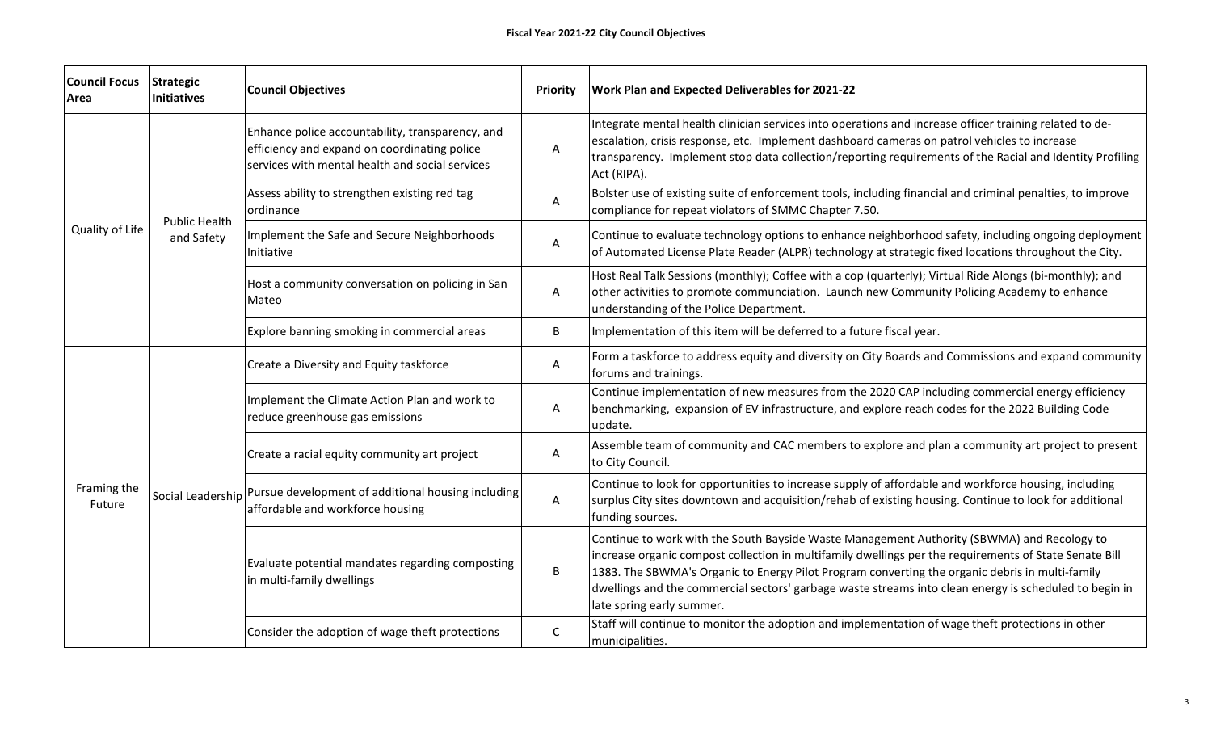**Fiscal Year 2021-22 City Council Objectives**

| Council Focus Area | Strategic Initiatives | Council Objectives | Priority | Work Plan and Expected Deliverables for 2021-22 |
|---|---|---|---|---|
| Quality of Life | Public Health and Safety | Enhance police accountability, transparency, and efficiency and expand on coordinating police services with mental health and social services | A | Integrate mental health clinician services into operations and increase officer training related to de-escalation, crisis response, etc. Implement dashboard cameras on patrol vehicles to increase transparency. Implement stop data collection/reporting requirements of the Racial and Identity Profiling Act (RIPA). |
| | | Assess ability to strengthen existing red tag ordinance | A | Bolster use of existing suite of enforcement tools, including financial and criminal penalties, to improve compliance for repeat violators of SMMC Chapter 7.50. |
| | | Implement the Safe and Secure Neighborhoods Initiative | A | Continue to evaluate technology options to enhance neighborhood safety, including ongoing deployment of Automated License Plate Reader (ALPR) technology at strategic fixed locations throughout the City. |
| | | Host a community conversation on policing in San Mateo | A | Host Real Talk Sessions (monthly); Coffee with a cop (quarterly); Virtual Ride Alongs (bi-monthly); and other activities to promote communciation. Launch new Community Policing Academy to enhance understanding of the Police Department. |
| | | Explore banning smoking in commercial areas | B | Implementation of this item will be deferred to a future fiscal year. |
| Framing the Future | Social Leadership | Create a Diversity and Equity taskforce | A | Form a taskforce to address equity and diversity on City Boards and Commissions and expand community forums and trainings. |
| | | Implement the Climate Action Plan and work to reduce greenhouse gas emissions | A | Continue implementation of new measures from the 2020 CAP including commercial energy efficiency benchmarking, expansion of EV infrastructure, and explore reach codes for the 2022 Building Code update. |
| | | Create a racial equity community art project | A | Assemble team of community and CAC members to explore and plan a community art project to present to City Council. |
| | | Pursue development of additional housing including affordable and workforce housing | A | Continue to look for opportunities to increase supply of affordable and workforce housing, including surplus City sites downtown and acquisition/rehab of existing housing. Continue to look for additional funding sources. |
| | | Evaluate potential mandates regarding composting in multi-family dwellings | B | Continue to work with the South Bayside Waste Management Authority (SBWMA) and Recology to increase organic compost collection in multifamily dwellings per the requirements of State Senate Bill 1383. The SBWMA's Organic to Energy Pilot Program converting the organic debris in multi-family dwellings and the commercial sectors' garbage waste streams into clean energy is scheduled to begin in late spring early summer. |
| | | Consider the adoption of wage theft protections | C | Staff will continue to monitor the adoption and implementation of wage theft protections in other municipalities. |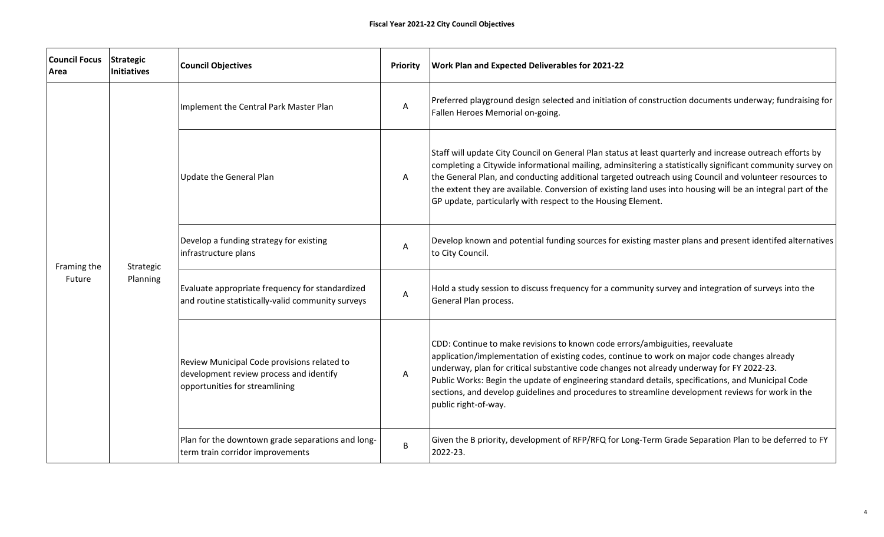# Fiscal Year 2021-22 City Council Objectives

| Council Focus Area | Strategic Initiatives | Council Objectives | Priority | Work Plan and Expected Deliverables for 2021-22 |
|---|---|---|---|---|
| Framing the Future | Strategic Planning | Implement the Central Park Master Plan | A | Preferred playground design selected and initiation of construction documents underway; fundraising for Fallen Heroes Memorial on-going. |
| | | Update the General Plan | A | Staff will update City Council on General Plan status at least quarterly and increase outreach efforts by completing a Citywide informational mailing, adminsitering a statistically significant community survey on the General Plan, and conducting additional targeted outreach using Council and volunteer resources to the extent they are available. Conversion of existing land uses into housing will be an integral part of the GP update, particularly with respect to the Housing Element. |
| | | Develop a funding strategy for existing infrastructure plans | A | Develop known and potential funding sources for existing master plans and present identifed alternatives to City Council. |
| | | Evaluate appropriate frequency for standardized and routine statistically-valid community surveys | A | Hold a study session to discuss frequency for a community survey and integration of surveys into the General Plan process. |
| | | Review Municipal Code provisions related to development review process and identify opportunities for streamlining | A | CDD: Continue to make revisions to known code errors/ambiguities, reevaluate application/implementation of existing codes, continue to work on major code changes already underway, plan for critical substantive code changes not already underway for FY 2022-23.<br>Public Works: Begin the update of engineering standard details, specifications, and Municipal Code sections, and develop guidelines and procedures to streamline development reviews for work in the public right-of-way. |
| | | Plan for the downtown grade separations and long-term train corridor improvements | B | Given the B priority, development of RFP/RFQ for Long-Term Grade Separation Plan to be deferred to FY 2022-23. |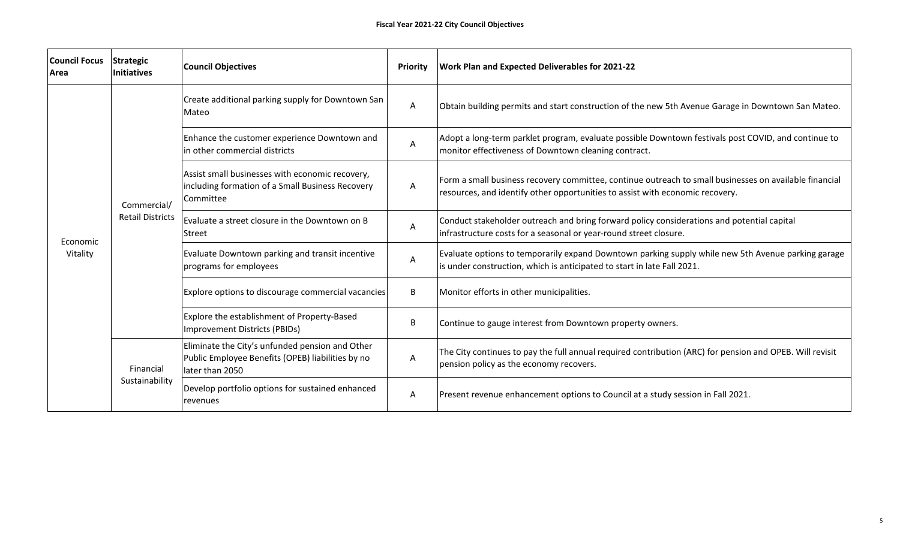**Fiscal Year 2021-22 City Council Objectives**

| Council Focus Area | Strategic Initiatives | Council Objectives | Priority | Work Plan and Expected Deliverables for 2021-22 |
|---|---|---|---|---|
| Economic Vitality | Commercial/ Retail Districts | Create additional parking supply for Downtown San Mateo | A | Obtain building permits and start construction of the new 5th Avenue Garage in Downtown San Mateo. |
| | | Enhance the customer experience Downtown and in other commercial districts | A | Adopt a long-term parklet program, evaluate possible Downtown festivals post COVID, and continue to monitor effectiveness of Downtown cleaning contract. |
| | | Assist small businesses with economic recovery, including formation of a Small Business Recovery Committee | A | Form a small business recovery committee, continue outreach to small businesses on available financial resources, and identify other opportunities to assist with economic recovery. |
| | | Evaluate a street closure in the Downtown on B Street | A | Conduct stakeholder outreach and bring forward policy considerations and potential capital infrastructure costs for a seasonal or year-round street closure. |
| | | Evaluate Downtown parking and transit incentive programs for employees | A | Evaluate options to temporarily expand Downtown parking supply while new 5th Avenue parking garage is under construction, which is anticipated to start in late Fall 2021. |
| | | Explore options to discourage commercial vacancies | B | Monitor efforts in other municipalities. |
| | | Explore the establishment of Property-Based Improvement Districts (PBIDs) | B | Continue to gauge interest from Downtown property owners. |
| | Financial Sustainability | Eliminate the City's unfunded pension and Other Public Employee Benefits (OPEB) liabilities by no later than 2050 | A | The City continues to pay the full annual required contribution (ARC) for pension and OPEB. Will revisit pension policy as the economy recovers. |
| | | Develop portfolio options for sustained enhanced revenues | A | Present revenue enhancement options to Council at a study session in Fall 2021. |